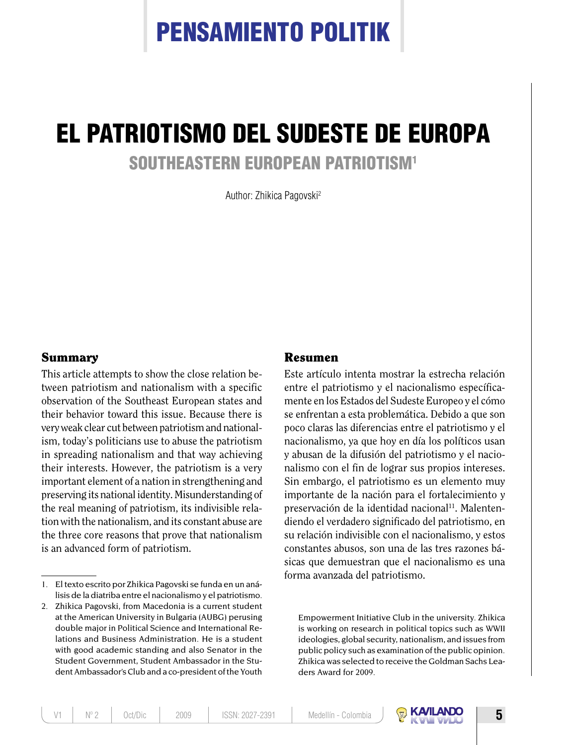# EL PATRIOTISMO DEL SUDESTE DE EUROPA

## SOUTHEASTERN EUROPEAN PATRIOTISM[1]

Author: Zhikica Pagovski[2]

### Summary

This article attempts to show the close relation between patriotism and nationalism with a specific observation of the Southeast European states and their behavior toward this issue. Because there is very weak clear cut between patriotism and nationalism, today's politicians use to abuse the patriotism in spreading nationalism and that way achieving their interests. However, the patriotism is a very important element of a nation in strengthening and preserving its national identity. Misunderstanding of the real meaning of patriotism, its indivisible relation with the nationalism, and its constant abuse are the three core reasons that prove that nationalism is an advanced form of patriotism.

### Resumen

Este artículo intenta mostrar la estrecha relación entre el patriotismo y el nacionalismo específicamente en los Estados del Sudeste Europeo y el cómo se enfrentan a esta problemática. Debido a que son poco claras las diferencias entre el patriotismo y el nacionalismo, ya que hoy en día los políticos usan y abusan de la difusión del patriotismo y el nacionalismo con el fin de lograr sus propios intereses. Sin embargo, el patriotismo es un elemento muy importante de la nación para el fortalecimiento y preservación de la identidad nacional[11]. Malentendiendo el verdadero significado del patriotismo, en su relación indivisible con el nacionalismo, y estos constantes abusos, son una de las tres razones básicas que demuestran que el nacionalismo es una forma avanzada del patriotismo.

---

1. El texto escrito por Zhikica Pagovski se funda en un análisis de la diatriba entre el nacionalismo y el patriotismo.
2. Zhikica Pagovski, from Macedonia is a current student at the American University in Bulgaria (AUBG) perusing double major in Political Science and International Relations and Business Administration. He is a student with good academic standing and also Senator in the Student Government, Student Ambassador in the Student Ambassador's Club and a co-president of the Youth Empowerment Initiative Club in the university. Zhikica is working on research in political topics such as WWII ideologies, global security, nationalism, and issues from public policy such as examination of the public opinion. Zhikica was selected to receive the Goldman Sachs Leaders Award for 2009.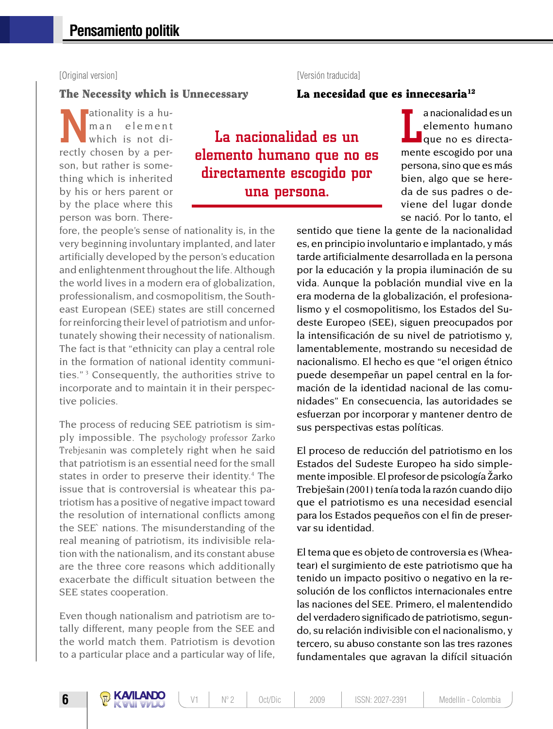[Original version]

## The Necessity which is Unnecessary

Nationality is a human element which is not directly chosen by a person, but rather is something which is inherited by his or hers parent or by the place where this person was born. Therefore, the people's sense of nationality is, in the very beginning involuntary implanted, and later artificially developed by the person's education and enlightenment throughout the life. Although the world lives in a modern era of globalization, professionalism, and cosmopolitism, the Southeast European (SEE) states are still concerned for reinforcing their level of patriotism and unfortunately showing their necessity of nationalism. The fact is that "ethnicity can play a central role in the formation of national identity communities." [3] Consequently, the authorities strive to incorporate and to maintain it in their perspective policies.

The process of reducing SEE patriotism is simply impossible. The psychology professor Zarko Trebjesanin was completely right when he said that patriotism is an essential need for the small states in order to preserve their identity.[4] The issue that is controversial is wheatear this patriotism has a positive of negative impact toward the resolution of international conflicts among the SEE` nations. The misunderstanding of the real meaning of patriotism, its indivisible relation with the nationalism, and its constant abuse are the three core reasons which additionally exacerbate the difficult situation between the SEE states cooperation.

Even though nationalism and patriotism are totally different, many people from the SEE and the world match them. Patriotism is devotion to a particular place and a particular way of life,

[Versión traducida]

## La necesidad que es innecesaria[12]

**La nacionalidad es un elemento humano que no es directamente escogido por una persona.**

La nacionalidad es un elemento humano que no es directamente escogido por una persona, sino que es más bien, algo que se hereda de sus padres o deviene del lugar donde se nació. Por lo tanto, el sentido que tiene la gente de la nacionalidad es, en principio involuntario e implantado, y más tarde artificialmente desarrollada en la persona por la educación y la propia iluminación de su vida. Aunque la población mundial vive en la era moderna de la globalización, el profesionalismo y el cosmopolitismo, los Estados del Sudeste Europeo (SEE), siguen preocupados por la intensificación de su nivel de patriotismo y, lamentablemente, mostrando su necesidad de nacionalismo. El hecho es que "el origen étnico puede desempeñar un papel central en la formación de la identidad nacional de las comunidades" En consecuencia, las autoridades se esfuerzan por incorporar y mantener dentro de sus perspectivas estas políticas.

El proceso de reducción del patriotismo en los Estados del Sudeste Europeo ha sido simplemente imposible. El profesor de psicología Žarko Trebješain (2001) tenía toda la razón cuando dijo que el patriotismo es una necesidad esencial para los Estados pequeños con el fin de preservar su identidad.

El tema que es objeto de controversia es (Wheatear) el surgimiento de este patriotismo que ha tenido un impacto positivo o negativo en la resolución de los conflictos internacionales entre las naciones del SEE. Primero, el malentendido del verdadero significado de patriotismo, segundo, su relación indivisible con el nacionalismo, y tercero, su abuso constante son las tres razones fundamentales que agravan la difícil situación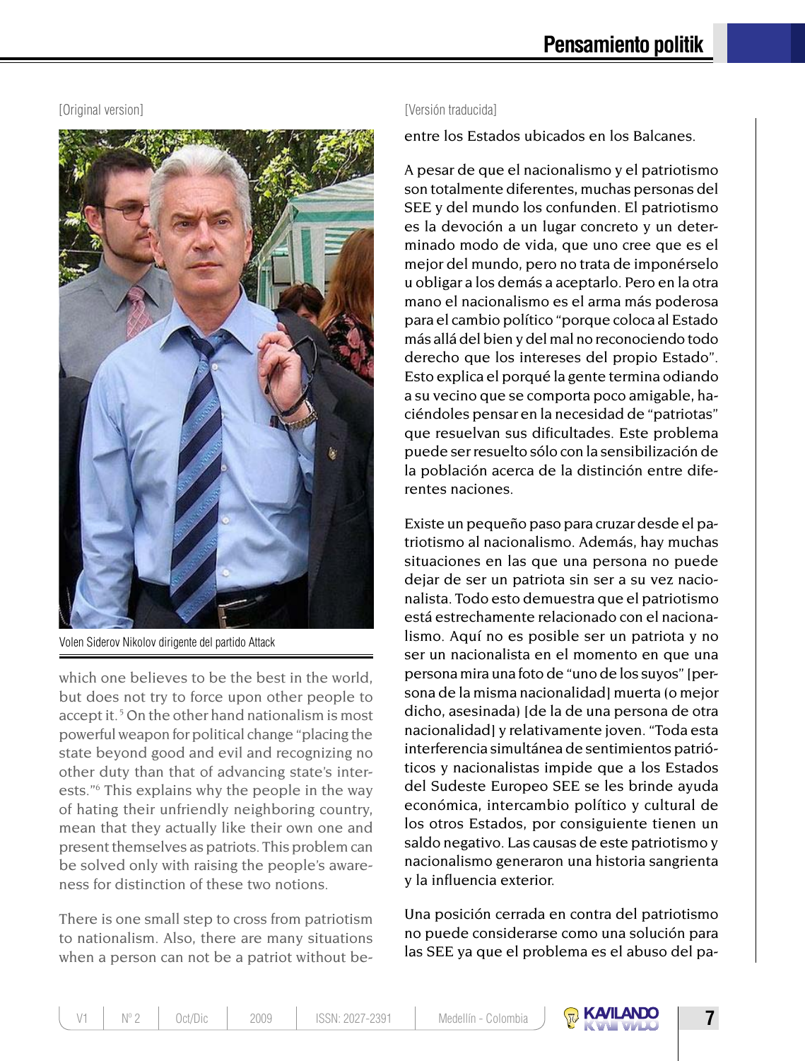[Original version]

Volen Siderov Nikolov dirigente del partido Attack

which one believes to be the best in the world, but does not try to force upon other people to accept it.[5] On the other hand nationalism is most powerful weapon for political change "placing the state beyond good and evil and recognizing no other duty than that of advancing state's interests."[6] This explains why the people in the way of hating their unfriendly neighboring country, mean that they actually like their own one and present themselves as patriots. This problem can be solved only with raising the people's awareness for distinction of these two notions.

There is one small step to cross from patriotism to nationalism. Also, there are many situations when a person can not be a patriot without be-

[Versión traducida]

entre los Estados ubicados en los Balcanes.

A pesar de que el nacionalismo y el patriotismo son totalmente diferentes, muchas personas del SEE y del mundo los confunden. El patriotismo es la devoción a un lugar concreto y un determinado modo de vida, que uno cree que es el mejor del mundo, pero no trata de imponérselo u obligar a los demás a aceptarlo. Pero en la otra mano el nacionalismo es el arma más poderosa para el cambio político "porque coloca al Estado más allá del bien y del mal no reconociendo todo derecho que los intereses del propio Estado". Esto explica el porqué la gente termina odiando a su vecino que se comporta poco amigable, haciéndoles pensar en la necesidad de "patriotas" que resuelvan sus dificultades. Este problema puede ser resuelto sólo con la sensibilización de la población acerca de la distinción entre diferentes naciones.

Existe un pequeño paso para cruzar desde el patriotismo al nacionalismo. Además, hay muchas situaciones en las que una persona no puede dejar de ser un patriota sin ser a su vez nacionalista. Todo esto demuestra que el patriotismo está estrechamente relacionado con el nacionalismo. Aquí no es posible ser un patriota y no ser un nacionalista en el momento en que una persona mira una foto de "uno de los suyos" [persona de la misma nacionalidad] muerta (o mejor dicho, asesinada) [de la de una persona de otra nacionalidad] y relativamente joven. "Toda esta interferencia simultánea de sentimientos patrióticos y nacionalistas impide que a los Estados del Sudeste Europeo SEE se les brinde ayuda económica, intercambio político y cultural de los otros Estados, por consiguiente tienen un saldo negativo. Las causas de este patriotismo y nacionalismo generaron una historia sangrienta y la influencia exterior.

Una posición cerrada en contra del patriotismo no puede considerarse como una solución para las SEE ya que el problema es el abuso del pa-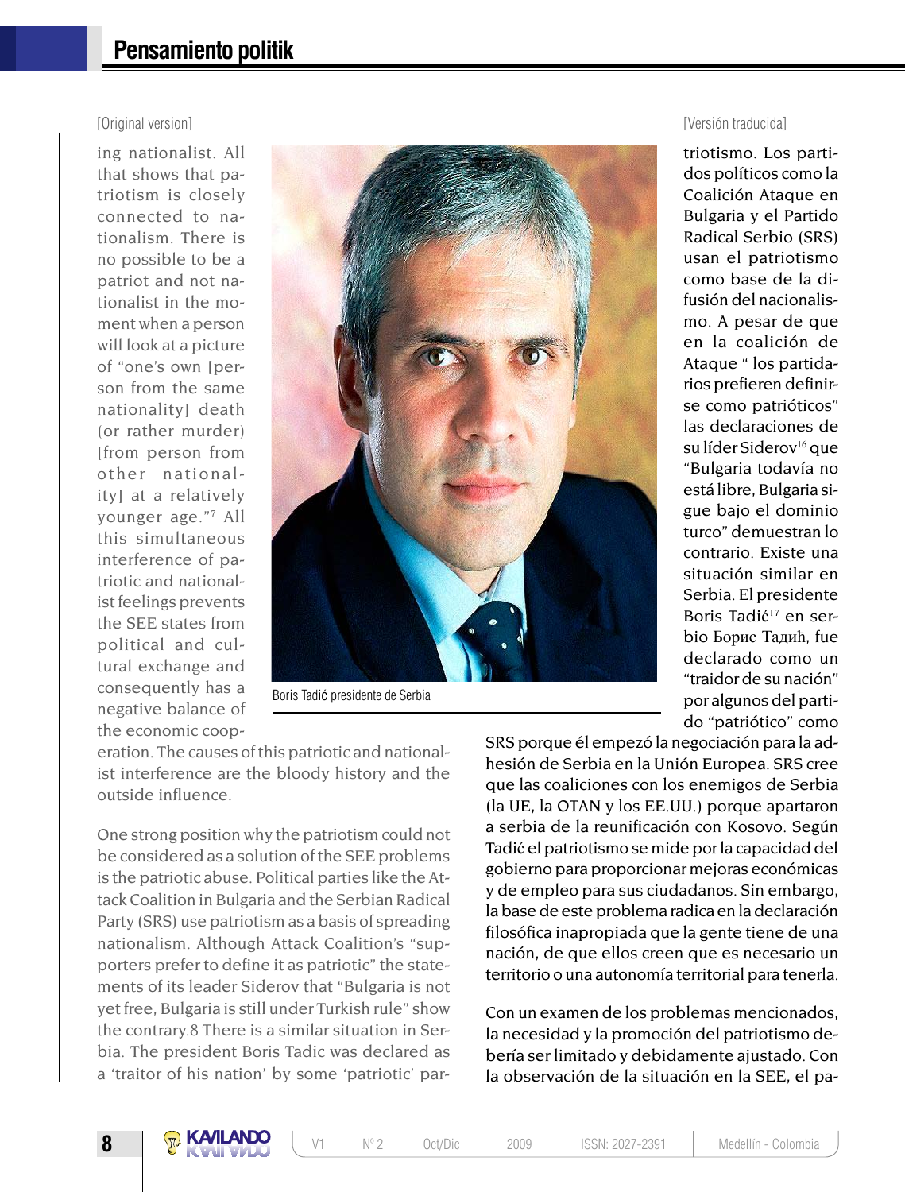[Original version]

ing nationalist. All that shows that patriotism is closely connected to nationalism. There is no possible to be a patriot and not nationalist in the moment when a person will look at a picture of "one's own [person from the same nationality] death (or rather murder) [from person from other nationality] at a relatively younger age."[7] All this simultaneous interference of patriotic and nationalist feelings prevents the SEE states from political and cultural exchange and consequently has a negative balance of the economic cooperation. The causes of this patriotic and nationalist interference are the bloody history and the outside influence.

One strong position why the patriotism could not be considered as a solution of the SEE problems is the patriotic abuse. Political parties like the Attack Coalition in Bulgaria and the Serbian Radical Party (SRS) use patriotism as a basis of spreading nationalism. Although Attack Coalition's "supporters prefer to define it as patriotic" the statements of its leader Siderov that "Bulgaria is not yet free, Bulgaria is still under Turkish rule" show the contrary.8 There is a similar situation in Serbia. The president Boris Tadic was declared as a 'traitor of his nation' by some 'patriotic' par-

Boris Tadić presidente de Serbia

[Versión traducida]

triotismo. Los partidos políticos como la Coalición Ataque en Bulgaria y el Partido Radical Serbio (SRS) usan el patriotismo como base de la difusión del nacionalismo. A pesar de que en la coalición de Ataque " los partidarios prefieren definirse como patrióticos" las declaraciones de su líder Siderov[16] que "Bulgaria todavía no está libre, Bulgaria sigue bajo el dominio turco" demuestran lo contrario. Existe una situación similar en Serbia. El presidente Boris Tadić[17] en serbio Борис Тадић, fue declarado como un "traidor de su nación" por algunos del partido "patriótico" como SRS porque él empezó la negociación para la adhesión de Serbia en la Unión Europea. SRS cree que las coaliciones con los enemigos de Serbia (la UE, la OTAN y los EE.UU.) porque apartaron a serbia de la reunificación con Kosovo. Según Tadić el patriotismo se mide por la capacidad del gobierno para proporcionar mejoras económicas y de empleo para sus ciudadanos. Sin embargo, la base de este problema radica en la declaración filosófica inapropiada que la gente tiene de una nación, de que ellos creen que es necesario un territorio o una autonomía territorial para tenerla.

Con un examen de los problemas mencionados, la necesidad y la promoción del patriotismo debería ser limitado y debidamente ajustado. Con la observación de la situación en la SEE, el pa-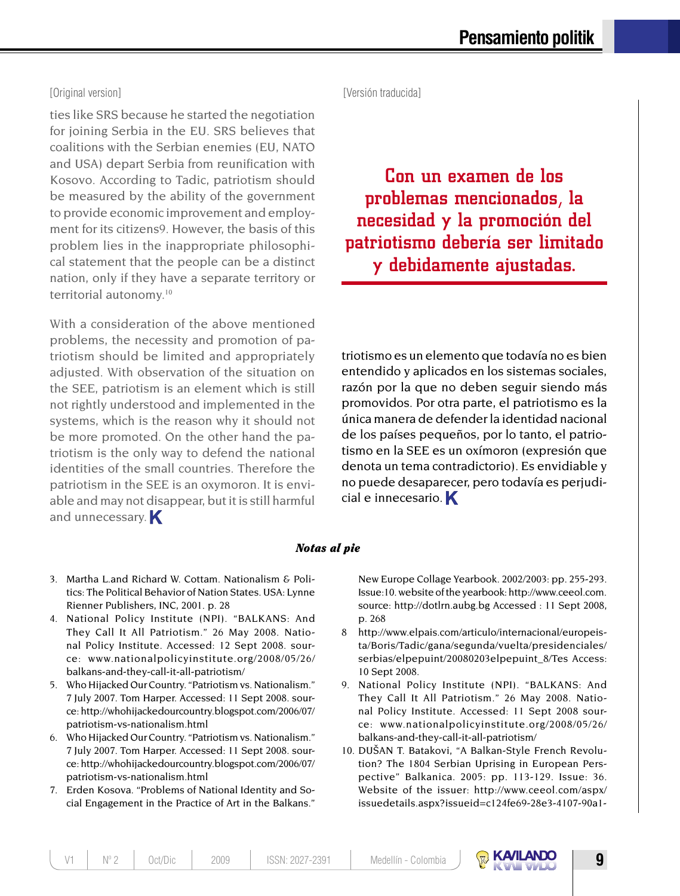[Original version]

ties like SRS because he started the negotiation for joining Serbia in the EU. SRS believes that coalitions with the Serbian enemies (EU, NATO and USA) depart Serbia from reunification with Kosovo. According to Tadic, patriotism should be measured by the ability of the government to provide economic improvement and employment for its citizens9. However, the basis of this problem lies in the inappropriate philosophical statement that the people can be a distinct nation, only if they have a separate territory or territorial autonomy.[10]

With a consideration of the above mentioned problems, the necessity and promotion of patriotism should be limited and appropriately adjusted. With observation of the situation on the SEE, patriotism is an element which is still not rightly understood and implemented in the systems, which is the reason why it should not be more promoted. On the other hand the patriotism is the only way to defend the national identities of the small countries. Therefore the patriotism in the SEE is an oxymoron. It is enviable and may not disappear, but it is still harmful and unnecessary.

[Versión traducida]

**Con un examen de los problemas mencionados, la necesidad y la promoción del patriotismo debería ser limitado y debidamente ajustadas.**

triotismo es un elemento que todavía no es bien entendido y aplicados en los sistemas sociales, razón por la que no deben seguir siendo más promovidos. Por otra parte, el patriotismo es la única manera de defender la identidad nacional de los países pequeños, por lo tanto, el patriotismo en la SEE es un oxímoron (expresión que denota un tema contradictorio). Es envidiable y no puede desaparecer, pero todavía es perjudicial e innecesario.

***Notas al pie***

3. Martha L.and Richard W. Cottam. Nationalism & Politics: The Political Behavior of Nation States. USA: Lynne Rienner Publishers, INC, 2001. p. 28
4. National Policy Institute (NPI). "BALKANS: And They Call It All Patriotism." 26 May 2008. National Policy Institute. Accessed: 12 Sept 2008. source: www.nationalpolicyinstitute.org/2008/05/26/balkans-and-they-call-it-all-patriotism/
5. Who Hijacked Our Country. "Patriotism vs. Nationalism." 7 July 2007. Tom Harper. Accessed: 11 Sept 2008. source: http://whohijackedourcountry.blogspot.com/2006/07/patriotism-vs-nationalism.html
6. Who Hijacked Our Country. "Patriotism vs. Nationalism." 7 July 2007. Tom Harper. Accessed: 11 Sept 2008. source: http://whohijackedourcountry.blogspot.com/2006/07/patriotism-vs-nationalism.html
7. Erden Kosova. "Problems of National Identity and Social Engagement in the Practice of Art in the Balkans." New Europe Collage Yearbook. 2002/2003: pp. 255-293. Issue:10. website of the yearbook: http://www.ceeol.com. source: http://dotlrn.aubg.bg Accessed : 11 Sept 2008, p. 268
8. http://www.elpais.com/articulo/internacional/europeista/Boris/Tadic/gana/segunda/vuelta/presidenciales/serbias/elpepuint/20080203elpepuint_8/Tes Access: 10 Sept 2008.
9. National Policy Institute (NPI). "BALKANS: And They Call It All Patriotism." 26 May 2008. National Policy Institute. Accessed: 11 Sept 2008 source: www.nationalpolicyinstitute.org/2008/05/26/balkans-and-they-call-it-all-patriotism/
10. DUŠAN T. Batakovi, "A Balkan-Style French Revolution? The 1804 Serbian Uprising in European Perspective" Balkanica. 2005: pp. 113-129. Issue: 36. Website of the issuer: http://www.ceeol.com/aspx/issuedetails.aspx?issueid=c124fe69-28e3-4107-90a1-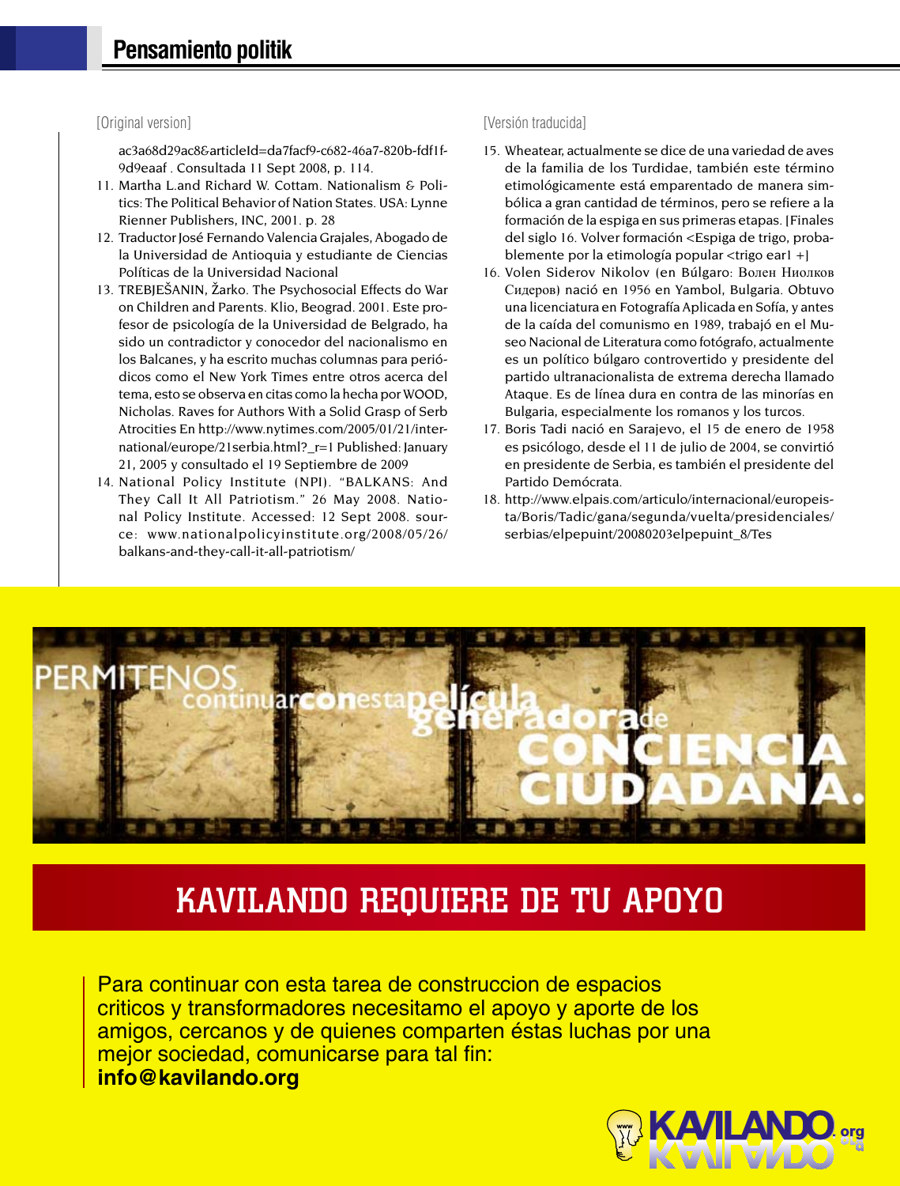[Original version]

ac3a68d29ac8&articleId=da7facf9-c682-46a7-820b-fdf1f-9d9eaaf . Consultada 11 Sept 2008, p. 114.

11. Martha L.and Richard W. Cottam. Nationalism & Politics: The Political Behavior of Nation States. USA: Lynne Rienner Publishers, INC, 2001. p. 28
12. Traductor José Fernando Valencia Grajales, Abogado de la Universidad de Antioquia y estudiante de Ciencias Políticas de la Universidad Nacional
13. TREBJEŠANIN, Žarko. The Psychosocial Effects do War on Children and Parents. Klio, Beograd. 2001. Este profesor de psicología de la Universidad de Belgrado, ha sido un contradictor y conocedor del nacionalismo en los Balcanes, y ha escrito muchas columnas para periódicos como el New York Times entre otros acerca del tema, esto se observa en citas como la hecha por WOOD, Nicholas. Raves for Authors With a Solid Grasp of Serb Atrocities En http://www.nytimes.com/2005/01/21/international/europe/21serbia.html?_r=1 Published: January 21, 2005 y consultado el 19 Septiembre de 2009
14. National Policy Institute (NPI). "BALKANS: And They Call It All Patriotism." 26 May 2008. National Policy Institute. Accessed: 12 Sept 2008. source: www.nationalpolicyinstitute.org/2008/05/26/balkans-and-they-call-it-all-patriotism/

[Versión traducida]

15. Wheatear, actualmente se dice de una variedad de aves de la familia de los Turdidae, también este término etimológicamente está emparentado de manera simbólica a gran cantidad de términos, pero se refiere a la formación de la espiga en sus primeras etapas. [Finales del siglo 16. Volver formación <Espiga de trigo, probablemente por la etimología popular <trigo ear1 +]
16. Volen Siderov Nikolov (en Búlgaro: Волен Ниолков Сидеров) nació en 1956 en Yambol, Bulgaria. Obtuvo una licenciatura en Fotografía Aplicada en Sofía, y antes de la caída del comunismo en 1989, trabajó en el Museo Nacional de Literatura como fotógrafo, actualmente es un político búlgaro controvertido y presidente del partido ultranacionalista de extrema derecha llamado Ataque. Es de línea dura en contra de las minorías en Bulgaria, especialmente los romanos y los turcos.
17. Boris Tadi nació en Sarajevo, el 15 de enero de 1958 es psicólogo, desde el 11 de julio de 2004, se convirtió en presidente de Serbia, es también el presidente del Partido Demócrata.
18. http://www.elpais.com/articulo/internacional/europeista/Boris/Tadic/gana/segunda/vuelta/presidenciales/serbias/elpepuint/20080203elpepuint_8/Tes

PERMITENOS continuar con esta película generadora de CONCIENCIA CIUDADANA.

## KAVILANDO REQUIERE DE TU APOYO

Para continuar con esta tarea de construccion de espacios criticos y transformadores necesitamo el apoyo y aporte de los amigos, cercanos y de quienes comparten éstas luchas por una mejor sociedad, comunicarse para tal fin:
**info@kavilando.org**

KAVILANDO.org